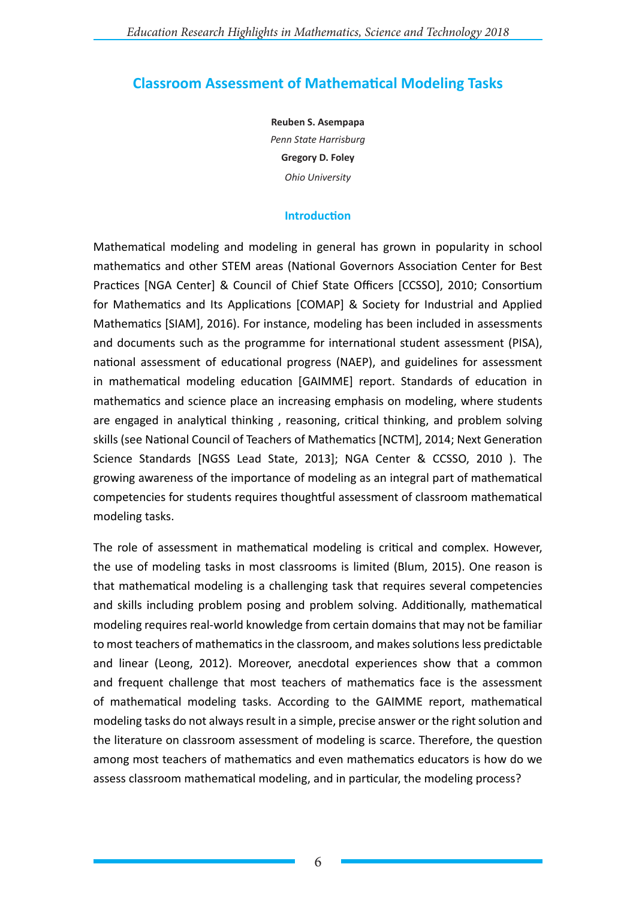# Classroom Assessment of Mathematical Modeling Tasks

**Reuben S. Asempapa**
*Penn State Harrisburg*
**Gregory D. Foley**
*Ohio University*

## Introduction

Mathematical modeling and modeling in general has grown in popularity in school mathematics and other STEM areas (National Governors Association Center for Best Practices [NGA Center] & Council of Chief State Officers [CCSSO], 2010; Consortium for Mathematics and Its Applications [COMAP] & Society for Industrial and Applied Mathematics [SIAM], 2016). For instance, modeling has been included in assessments and documents such as the programme for international student assessment (PISA), national assessment of educational progress (NAEP), and guidelines for assessment in mathematical modeling education [GAIMME] report. Standards of education in mathematics and science place an increasing emphasis on modeling, where students are engaged in analytical thinking , reasoning, critical thinking, and problem solving skills (see National Council of Teachers of Mathematics [NCTM], 2014; Next Generation Science Standards [NGSS Lead State, 2013]; NGA Center & CCSSO, 2010 ). The growing awareness of the importance of modeling as an integral part of mathematical competencies for students requires thoughtful assessment of classroom mathematical modeling tasks.

The role of assessment in mathematical modeling is critical and complex. However, the use of modeling tasks in most classrooms is limited (Blum, 2015). One reason is that mathematical modeling is a challenging task that requires several competencies and skills including problem posing and problem solving. Additionally, mathematical modeling requires real-world knowledge from certain domains that may not be familiar to most teachers of mathematics in the classroom, and makes solutions less predictable and linear (Leong, 2012). Moreover, anecdotal experiences show that a common and frequent challenge that most teachers of mathematics face is the assessment of mathematical modeling tasks. According to the GAIMME report, mathematical modeling tasks do not always result in a simple, precise answer or the right solution and the literature on classroom assessment of modeling is scarce. Therefore, the question among most teachers of mathematics and even mathematics educators is how do we assess classroom mathematical modeling, and in particular, the modeling process?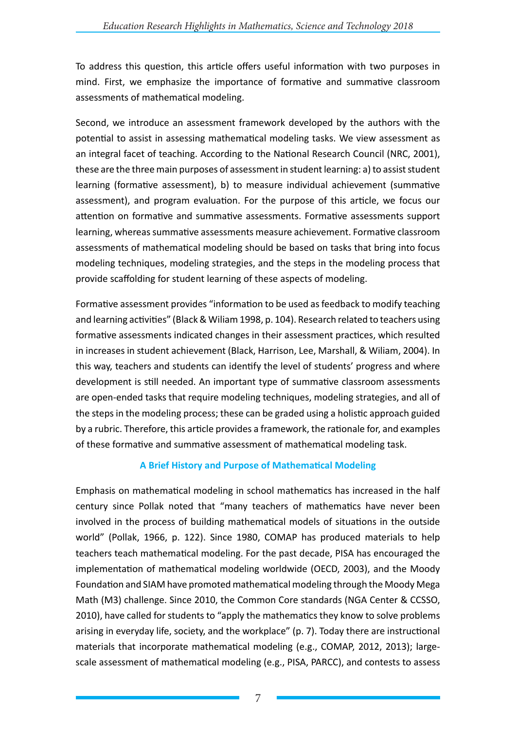To address this question, this article offers useful information with two purposes in mind. First, we emphasize the importance of formative and summative classroom assessments of mathematical modeling.

Second, we introduce an assessment framework developed by the authors with the potential to assist in assessing mathematical modeling tasks. We view assessment as an integral facet of teaching. According to the National Research Council (NRC, 2001), these are the three main purposes of assessment in student learning: a) to assist student learning (formative assessment), b) to measure individual achievement (summative assessment), and program evaluation. For the purpose of this article, we focus our attention on formative and summative assessments. Formative assessments support learning, whereas summative assessments measure achievement. Formative classroom assessments of mathematical modeling should be based on tasks that bring into focus modeling techniques, modeling strategies, and the steps in the modeling process that provide scaffolding for student learning of these aspects of modeling.

Formative assessment provides "information to be used as feedback to modify teaching and learning activities" (Black & Wiliam 1998, p. 104). Research related to teachers using formative assessments indicated changes in their assessment practices, which resulted in increases in student achievement (Black, Harrison, Lee, Marshall, & Wiliam, 2004). In this way, teachers and students can identify the level of students' progress and where development is still needed. An important type of summative classroom assessments are open-ended tasks that require modeling techniques, modeling strategies, and all of the steps in the modeling process; these can be graded using a holistic approach guided by a rubric. Therefore, this article provides a framework, the rationale for, and examples of these formative and summative assessment of mathematical modeling task.

## A Brief History and Purpose of Mathematical Modeling

Emphasis on mathematical modeling in school mathematics has increased in the half century since Pollak noted that "many teachers of mathematics have never been involved in the process of building mathematical models of situations in the outside world" (Pollak, 1966, p. 122). Since 1980, COMAP has produced materials to help teachers teach mathematical modeling. For the past decade, PISA has encouraged the implementation of mathematical modeling worldwide (OECD, 2003), and the Moody Foundation and SIAM have promoted mathematical modeling through the Moody Mega Math (M3) challenge. Since 2010, the Common Core standards (NGA Center & CCSSO, 2010), have called for students to "apply the mathematics they know to solve problems arising in everyday life, society, and the workplace" (p. 7). Today there are instructional materials that incorporate mathematical modeling (e.g., COMAP, 2012, 2013); large-scale assessment of mathematical modeling (e.g., PISA, PARCC), and contests to assess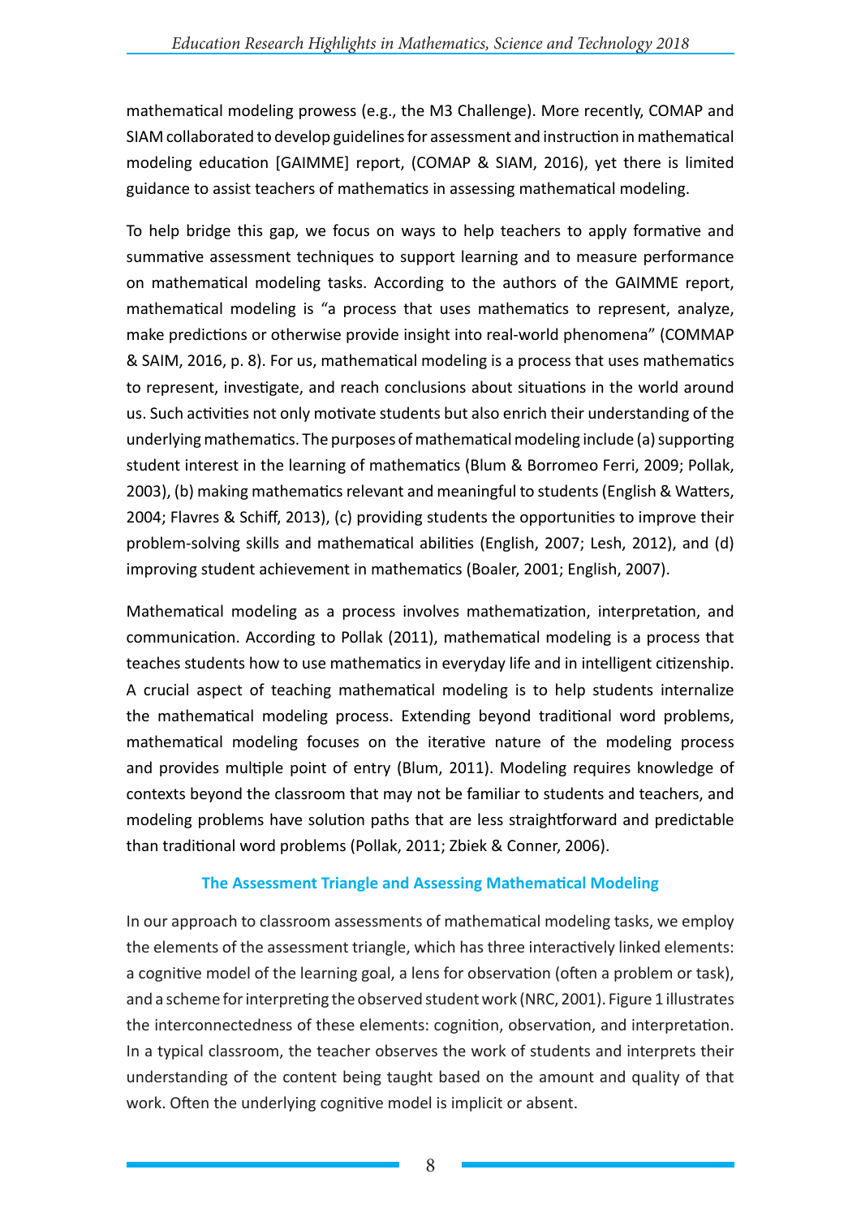mathematical modeling prowess (e.g., the M3 Challenge). More recently, COMAP and SIAM collaborated to develop guidelines for assessment and instruction in mathematical modeling education [GAIMME] report, (COMAP & SIAM, 2016), yet there is limited guidance to assist teachers of mathematics in assessing mathematical modeling.

To help bridge this gap, we focus on ways to help teachers to apply formative and summative assessment techniques to support learning and to measure performance on mathematical modeling tasks. According to the authors of the GAIMME report, mathematical modeling is "a process that uses mathematics to represent, analyze, make predictions or otherwise provide insight into real-world phenomena" (COMMAP & SAIM, 2016, p. 8). For us, mathematical modeling is a process that uses mathematics to represent, investigate, and reach conclusions about situations in the world around us. Such activities not only motivate students but also enrich their understanding of the underlying mathematics. The purposes of mathematical modeling include (a) supporting student interest in the learning of mathematics (Blum & Borromeo Ferri, 2009; Pollak, 2003), (b) making mathematics relevant and meaningful to students (English & Watters, 2004; Flavres & Schiff, 2013), (c) providing students the opportunities to improve their problem-solving skills and mathematical abilities (English, 2007; Lesh, 2012), and (d) improving student achievement in mathematics (Boaler, 2001; English, 2007).

Mathematical modeling as a process involves mathematization, interpretation, and communication. According to Pollak (2011), mathematical modeling is a process that teaches students how to use mathematics in everyday life and in intelligent citizenship. A crucial aspect of teaching mathematical modeling is to help students internalize the mathematical modeling process. Extending beyond traditional word problems, mathematical modeling focuses on the iterative nature of the modeling process and provides multiple point of entry (Blum, 2011). Modeling requires knowledge of contexts beyond the classroom that may not be familiar to students and teachers, and modeling problems have solution paths that are less straightforward and predictable than traditional word problems (Pollak, 2011; Zbiek & Conner, 2006).

## The Assessment Triangle and Assessing Mathematical Modeling

In our approach to classroom assessments of mathematical modeling tasks, we employ the elements of the assessment triangle, which has three interactively linked elements: a cognitive model of the learning goal, a lens for observation (often a problem or task), and a scheme for interpreting the observed student work (NRC, 2001). Figure 1 illustrates the interconnectedness of these elements: cognition, observation, and interpretation. In a typical classroom, the teacher observes the work of students and interprets their understanding of the content being taught based on the amount and quality of that work. Often the underlying cognitive model is implicit or absent.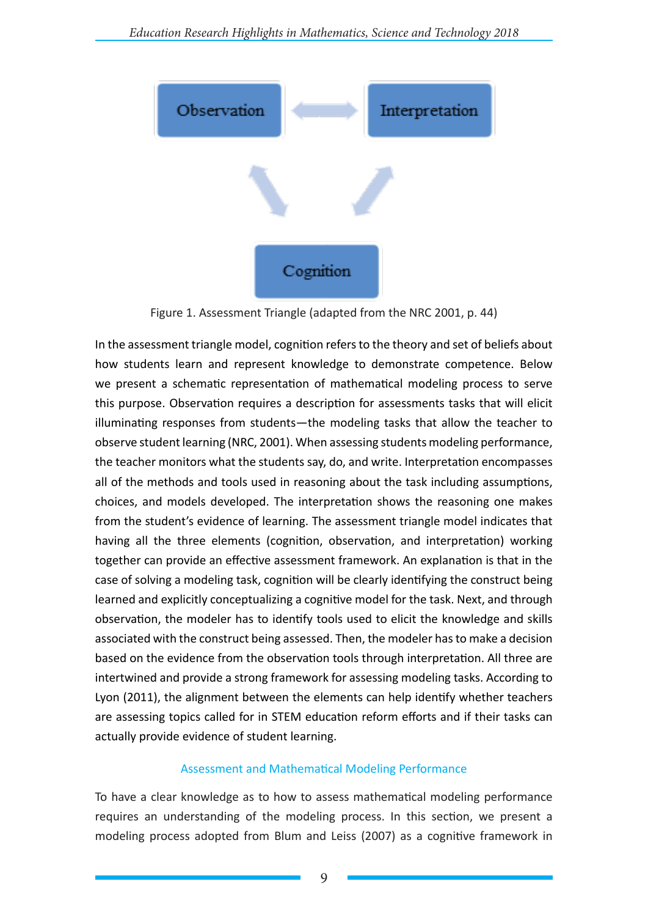Observation ⟷ Interpretation

Cognition

Figure 1. Assessment Triangle (adapted from the NRC 2001, p. 44)

In the assessment triangle model, cognition refers to the theory and set of beliefs about how students learn and represent knowledge to demonstrate competence. Below we present a schematic representation of mathematical modeling process to serve this purpose. Observation requires a description for assessments tasks that will elicit illuminating responses from students—the modeling tasks that allow the teacher to observe student learning (NRC, 2001). When assessing students modeling performance, the teacher monitors what the students say, do, and write. Interpretation encompasses all of the methods and tools used in reasoning about the task including assumptions, choices, and models developed. The interpretation shows the reasoning one makes from the student's evidence of learning. The assessment triangle model indicates that having all the three elements (cognition, observation, and interpretation) working together can provide an effective assessment framework. An explanation is that in the case of solving a modeling task, cognition will be clearly identifying the construct being learned and explicitly conceptualizing a cognitive model for the task. Next, and through observation, the modeler has to identify tools used to elicit the knowledge and skills associated with the construct being assessed. Then, the modeler has to make a decision based on the evidence from the observation tools through interpretation. All three are intertwined and provide a strong framework for assessing modeling tasks. According to Lyon (2011), the alignment between the elements can help identify whether teachers are assessing topics called for in STEM education reform efforts and if their tasks can actually provide evidence of student learning.

## Assessment and Mathematical Modeling Performance

To have a clear knowledge as to how to assess mathematical modeling performance requires an understanding of the modeling process. In this section, we present a modeling process adopted from Blum and Leiss (2007) as a cognitive framework in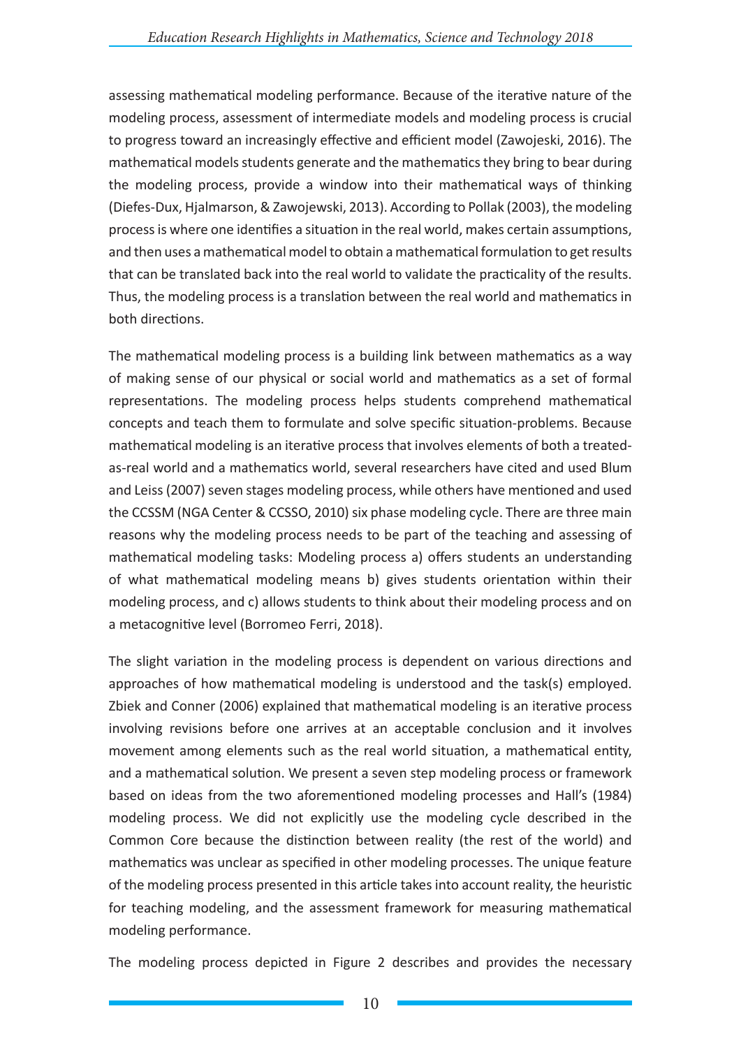assessing mathematical modeling performance. Because of the iterative nature of the modeling process, assessment of intermediate models and modeling process is crucial to progress toward an increasingly effective and efficient model (Zawojeski, 2016). The mathematical models students generate and the mathematics they bring to bear during the modeling process, provide a window into their mathematical ways of thinking (Diefes-Dux, Hjalmarson, & Zawojewski, 2013). According to Pollak (2003), the modeling process is where one identifies a situation in the real world, makes certain assumptions, and then uses a mathematical model to obtain a mathematical formulation to get results that can be translated back into the real world to validate the practicality of the results. Thus, the modeling process is a translation between the real world and mathematics in both directions.

The mathematical modeling process is a building link between mathematics as a way of making sense of our physical or social world and mathematics as a set of formal representations. The modeling process helps students comprehend mathematical concepts and teach them to formulate and solve specific situation-problems. Because mathematical modeling is an iterative process that involves elements of both a treated-as-real world and a mathematics world, several researchers have cited and used Blum and Leiss (2007) seven stages modeling process, while others have mentioned and used the CCSSM (NGA Center & CCSSO, 2010) six phase modeling cycle. There are three main reasons why the modeling process needs to be part of the teaching and assessing of mathematical modeling tasks: Modeling process a) offers students an understanding of what mathematical modeling means b) gives students orientation within their modeling process, and c) allows students to think about their modeling process and on a metacognitive level (Borromeo Ferri, 2018).

The slight variation in the modeling process is dependent on various directions and approaches of how mathematical modeling is understood and the task(s) employed. Zbiek and Conner (2006) explained that mathematical modeling is an iterative process involving revisions before one arrives at an acceptable conclusion and it involves movement among elements such as the real world situation, a mathematical entity, and a mathematical solution. We present a seven step modeling process or framework based on ideas from the two aforementioned modeling processes and Hall's (1984) modeling process. We did not explicitly use the modeling cycle described in the Common Core because the distinction between reality (the rest of the world) and mathematics was unclear as specified in other modeling processes. The unique feature of the modeling process presented in this article takes into account reality, the heuristic for teaching modeling, and the assessment framework for measuring mathematical modeling performance.

The modeling process depicted in Figure 2 describes and provides the necessary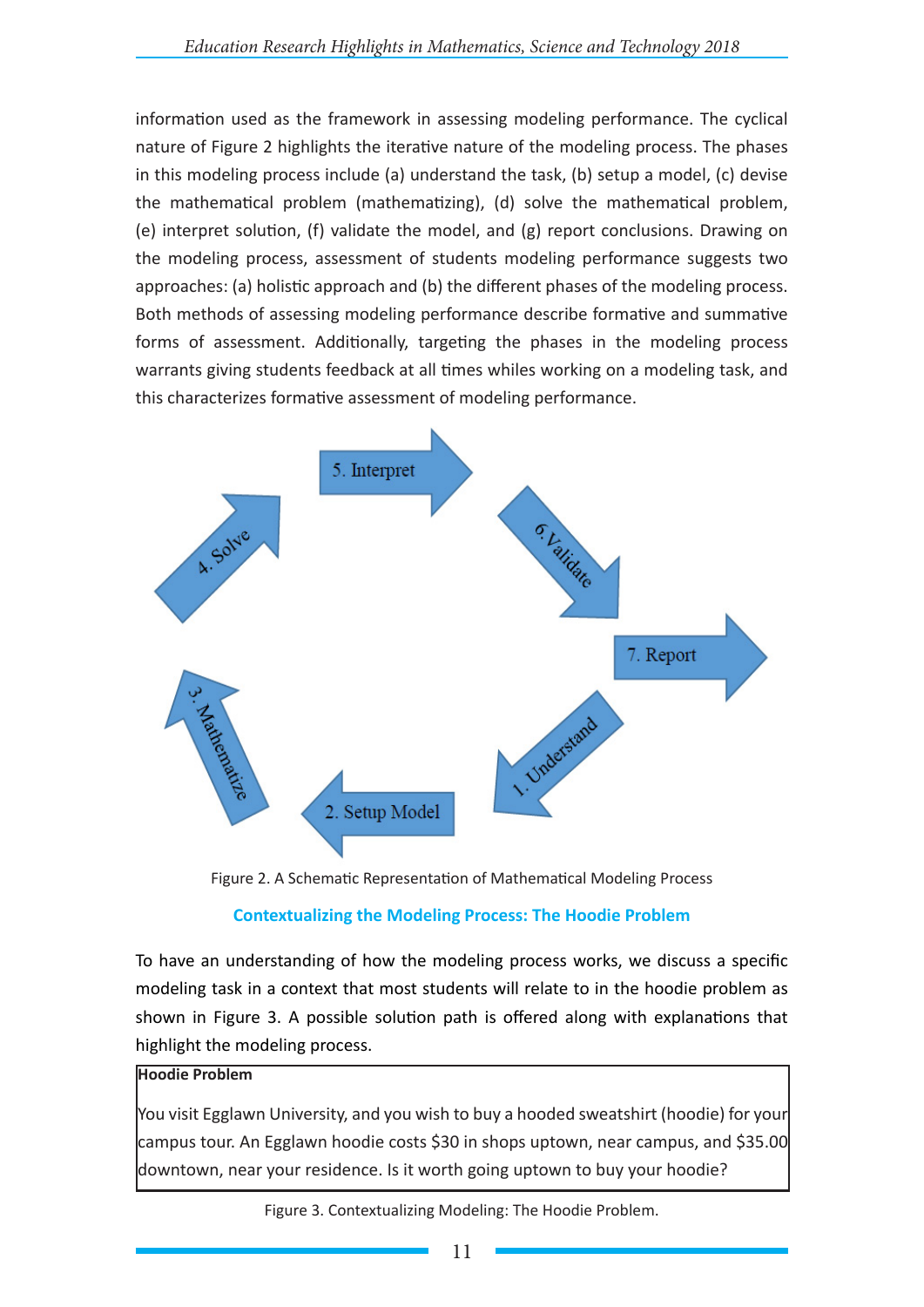information used as the framework in assessing modeling performance. The cyclical nature of Figure 2 highlights the iterative nature of the modeling process. The phases in this modeling process include (a) understand the task, (b) setup a model, (c) devise the mathematical problem (mathematizing), (d) solve the mathematical problem, (e) interpret solution, (f) validate the model, and (g) report conclusions. Drawing on the modeling process, assessment of students modeling performance suggests two approaches: (a) holistic approach and (b) the different phases of the modeling process. Both methods of assessing modeling performance describe formative and summative forms of assessment. Additionally, targeting the phases in the modeling process warrants giving students feedback at all times whiles working on a modeling task, and this characterizes formative assessment of modeling performance.

5. Interpret

6.Validate

7. Report

1. Understand

2. Setup Model

3. Mathematize

4. Solve

Figure 2. A Schematic Representation of Mathematical Modeling Process

## Contextualizing the Modeling Process: The Hoodie Problem

To have an understanding of how the modeling process works, we discuss a specific modeling task in a context that most students will relate to in the hoodie problem as shown in Figure 3. A possible solution path is offered along with explanations that highlight the modeling process.

| **Hoodie Problem** |
|---|
| You visit Egglawn University, and you wish to buy a hooded sweatshirt (hoodie) for your campus tour. An Egglawn hoodie costs $30 in shops uptown, near campus, and $35.00 downtown, near your residence. Is it worth going uptown to buy your hoodie? |

Figure 3. Contextualizing Modeling: The Hoodie Problem.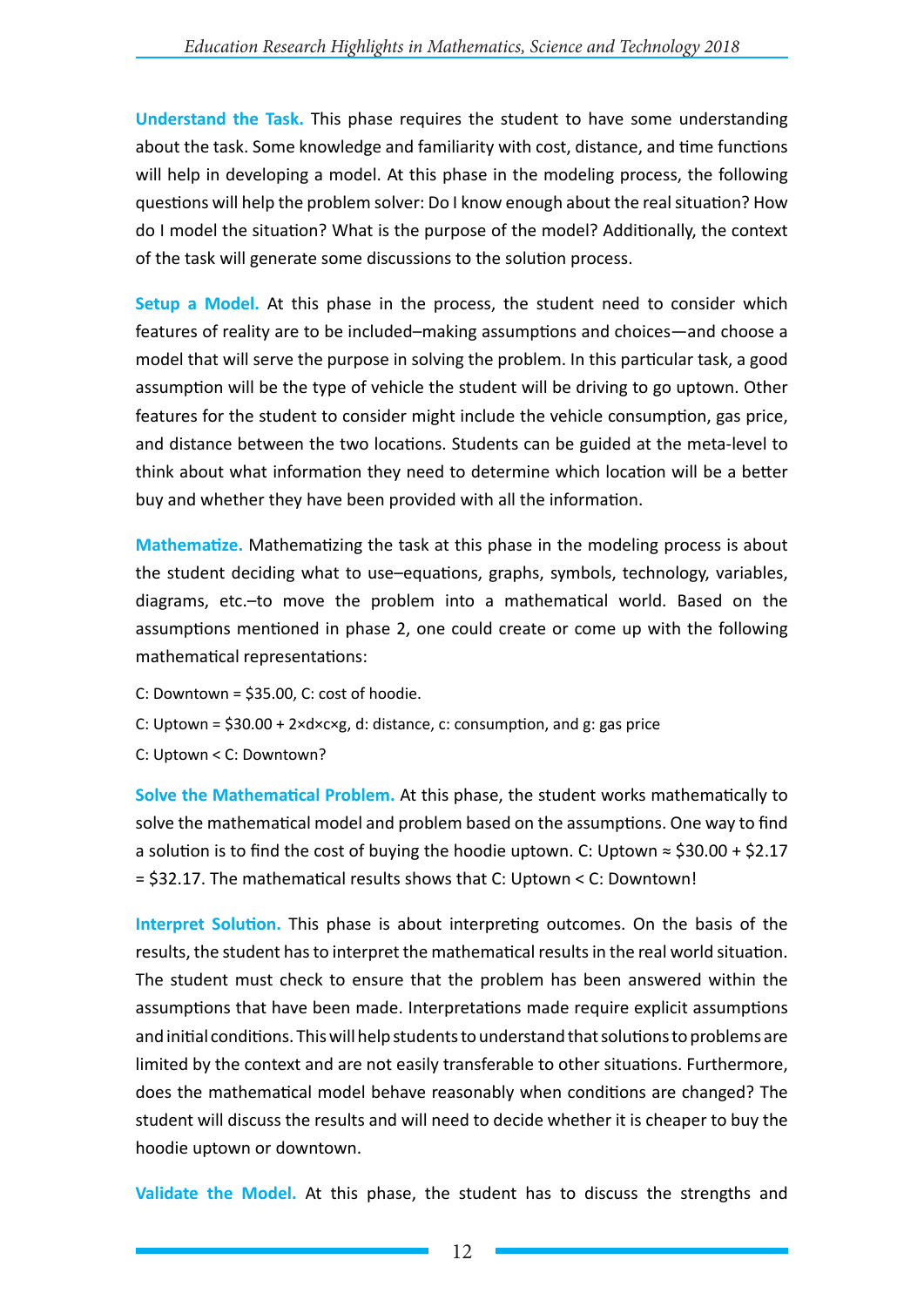**Understand the Task.** This phase requires the student to have some understanding about the task. Some knowledge and familiarity with cost, distance, and time functions will help in developing a model. At this phase in the modeling process, the following questions will help the problem solver: Do I know enough about the real situation? How do I model the situation? What is the purpose of the model? Additionally, the context of the task will generate some discussions to the solution process.

**Setup a Model.** At this phase in the process, the student need to consider which features of reality are to be included–making assumptions and choices—and choose a model that will serve the purpose in solving the problem. In this particular task, a good assumption will be the type of vehicle the student will be driving to go uptown. Other features for the student to consider might include the vehicle consumption, gas price, and distance between the two locations. Students can be guided at the meta-level to think about what information they need to determine which location will be a better buy and whether they have been provided with all the information.

**Mathematize.** Mathematizing the task at this phase in the modeling process is about the student deciding what to use–equations, graphs, symbols, technology, variables, diagrams, etc.–to move the problem into a mathematical world. Based on the assumptions mentioned in phase 2, one could create or come up with the following mathematical representations:

C: Downtown = \$35.00, C: cost of hoodie.

C: Uptown = \$30.00 + $2 \times d \times c \times g$, d: distance, c: consumption, and g: gas price

C: Uptown < C: Downtown?

**Solve the Mathematical Problem.** At this phase, the student works mathematically to solve the mathematical model and problem based on the assumptions. One way to find a solution is to find the cost of buying the hoodie uptown. C: Uptown ≈ \$30.00 + \$2.17 = \$32.17. The mathematical results shows that C: Uptown < C: Downtown!

**Interpret Solution.** This phase is about interpreting outcomes. On the basis of the results, the student has to interpret the mathematical results in the real world situation. The student must check to ensure that the problem has been answered within the assumptions that have been made. Interpretations made require explicit assumptions and initial conditions. This will help students to understand that solutions to problems are limited by the context and are not easily transferable to other situations. Furthermore, does the mathematical model behave reasonably when conditions are changed? The student will discuss the results and will need to decide whether it is cheaper to buy the hoodie uptown or downtown.

**Validate the Model.** At this phase, the student has to discuss the strengths and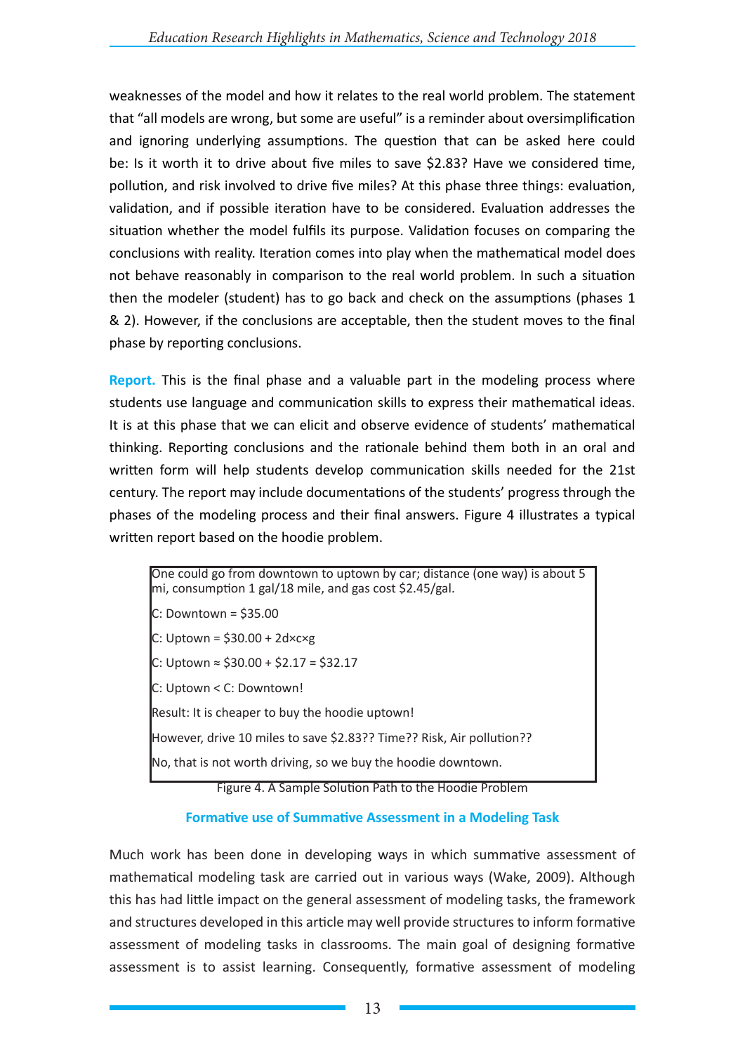weaknesses of the model and how it relates to the real world problem. The statement that "all models are wrong, but some are useful" is a reminder about oversimplification and ignoring underlying assumptions. The question that can be asked here could be: Is it worth it to drive about five miles to save $2.83? Have we considered time, pollution, and risk involved to drive five miles? At this phase three things: evaluation, validation, and if possible iteration have to be considered. Evaluation addresses the situation whether the model fulfils its purpose. Validation focuses on comparing the conclusions with reality. Iteration comes into play when the mathematical model does not behave reasonably in comparison to the real world problem. In such a situation then the modeler (student) has to go back and check on the assumptions (phases 1 & 2). However, if the conclusions are acceptable, then the student moves to the final phase by reporting conclusions.

**Report.** This is the final phase and a valuable part in the modeling process where students use language and communication skills to express their mathematical ideas. It is at this phase that we can elicit and observe evidence of students' mathematical thinking. Reporting conclusions and the rationale behind them both in an oral and written form will help students develop communication skills needed for the 21st century. The report may include documentations of the students' progress through the phases of the modeling process and their final answers. Figure 4 illustrates a typical written report based on the hoodie problem.

> One could go from downtown to uptown by car; distance (one way) is about 5 mi, consumption 1 gal/18 mile, and gas cost $2.45/gal.
>
> C: Downtown = $35.00
>
> C: Uptown = $30.00 + 2d×c×g
>
> C: Uptown ≈ $30.00 + $2.17 = $32.17
>
> C: Uptown < C: Downtown!
>
> Result: It is cheaper to buy the hoodie uptown!
>
> However, drive 10 miles to save $2.83?? Time?? Risk, Air pollution??
>
> No, that is not worth driving, so we buy the hoodie downtown.

Figure 4. A Sample Solution Path to the Hoodie Problem

### Formative use of Summative Assessment in a Modeling Task

Much work has been done in developing ways in which summative assessment of mathematical modeling task are carried out in various ways (Wake, 2009). Although this has had little impact on the general assessment of modeling tasks, the framework and structures developed in this article may well provide structures to inform formative assessment of modeling tasks in classrooms. The main goal of designing formative assessment is to assist learning. Consequently, formative assessment of modeling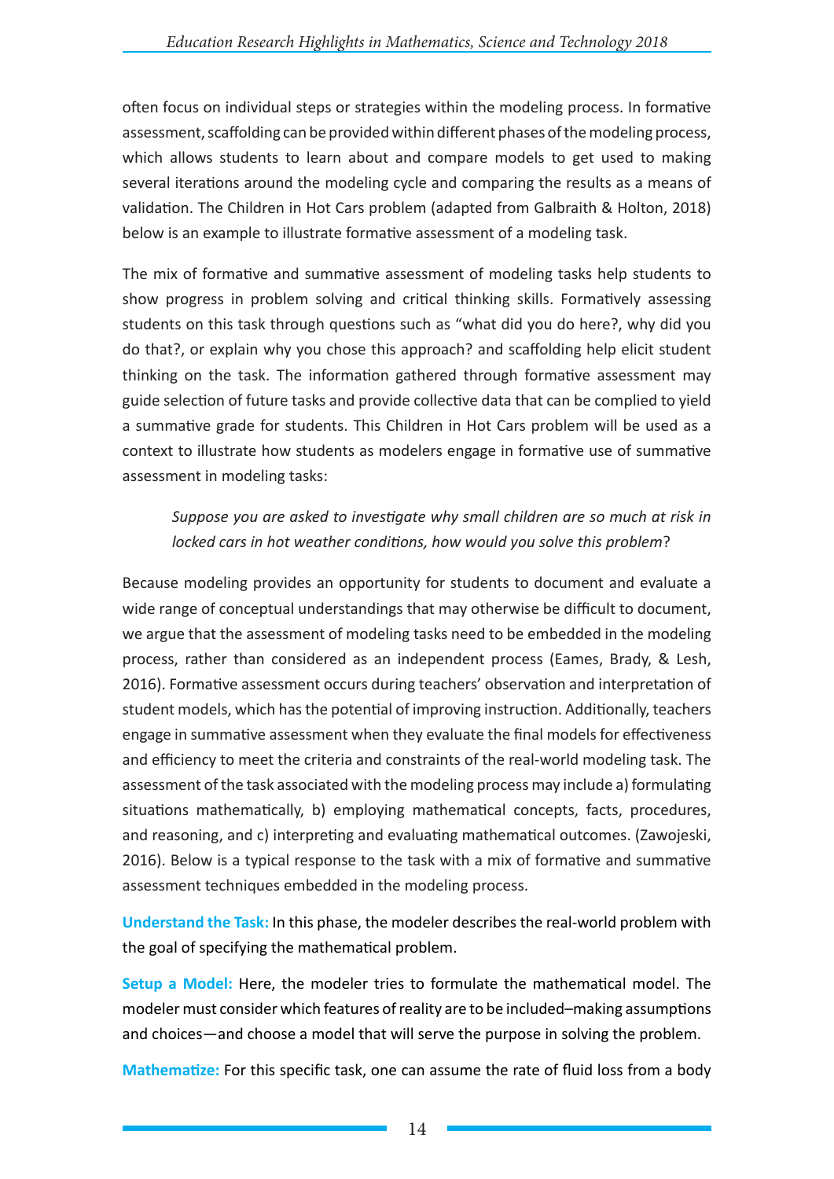often focus on individual steps or strategies within the modeling process. In formative assessment, scaffolding can be provided within different phases of the modeling process, which allows students to learn about and compare models to get used to making several iterations around the modeling cycle and comparing the results as a means of validation. The Children in Hot Cars problem (adapted from Galbraith & Holton, 2018) below is an example to illustrate formative assessment of a modeling task.

The mix of formative and summative assessment of modeling tasks help students to show progress in problem solving and critical thinking skills. Formatively assessing students on this task through questions such as "what did you do here?, why did you do that?, or explain why you chose this approach? and scaffolding help elicit student thinking on the task. The information gathered through formative assessment may guide selection of future tasks and provide collective data that can be complied to yield a summative grade for students. This Children in Hot Cars problem will be used as a context to illustrate how students as modelers engage in formative use of summative assessment in modeling tasks:

> *Suppose you are asked to investigate why small children are so much at risk in locked cars in hot weather conditions, how would you solve this problem*?

Because modeling provides an opportunity for students to document and evaluate a wide range of conceptual understandings that may otherwise be difficult to document, we argue that the assessment of modeling tasks need to be embedded in the modeling process, rather than considered as an independent process (Eames, Brady, & Lesh, 2016). Formative assessment occurs during teachers' observation and interpretation of student models, which has the potential of improving instruction. Additionally, teachers engage in summative assessment when they evaluate the final models for effectiveness and efficiency to meet the criteria and constraints of the real-world modeling task. The assessment of the task associated with the modeling process may include a) formulating situations mathematically, b) employing mathematical concepts, facts, procedures, and reasoning, and c) interpreting and evaluating mathematical outcomes. (Zawojeski, 2016). Below is a typical response to the task with a mix of formative and summative assessment techniques embedded in the modeling process.

**Understand the Task:** In this phase, the modeler describes the real-world problem with the goal of specifying the mathematical problem.

**Setup a Model:** Here, the modeler tries to formulate the mathematical model. The modeler must consider which features of reality are to be included–making assumptions and choices—and choose a model that will serve the purpose in solving the problem.

**Mathematize:** For this specific task, one can assume the rate of fluid loss from a body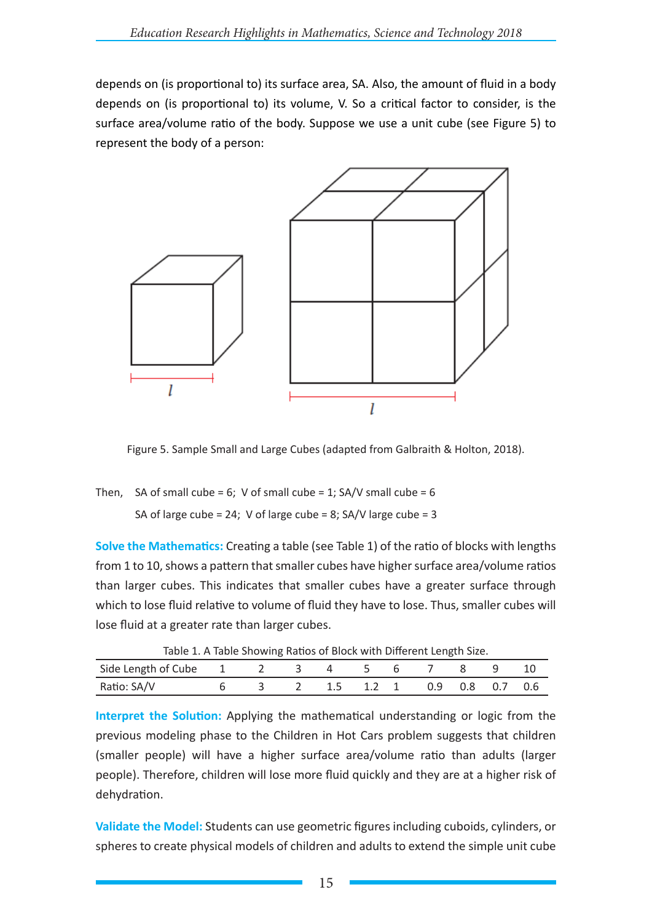depends on (is proportional to) its surface area, SA. Also, the amount of fluid in a body depends on (is proportional to) its volume, V. So a critical factor to consider, is the surface area/volume ratio of the body. Suppose we use a unit cube (see Figure 5) to represent the body of a person:

Figure 5. Sample Small and Large Cubes (adapted from Galbraith & Holton, 2018).

Then, SA of small cube = 6; V of small cube = 1; SA/V small cube = 6

SA of large cube = 24; V of large cube = 8; SA/V large cube = 3

**Solve the Mathematics:** Creating a table (see Table 1) of the ratio of blocks with lengths from 1 to 10, shows a pattern that smaller cubes have higher surface area/volume ratios than larger cubes. This indicates that smaller cubes have a greater surface through which to lose fluid relative to volume of fluid they have to lose. Thus, smaller cubes will lose fluid at a greater rate than larger cubes.

Table 1. A Table Showing Ratios of Block with Different Length Size.

| Side Length of Cube | 1 | 2 | 3 | 4 | 5 | 6 | 7 | 8 | 9 | 10 |
|---|---|---|---|---|---|---|---|---|---|---|
| Ratio: SA/V | 6 | 3 | 2 | 1.5 | 1.2 | 1 | 0.9 | 0.8 | 0.7 | 0.6 |

**Interpret the Solution:** Applying the mathematical understanding or logic from the previous modeling phase to the Children in Hot Cars problem suggests that children (smaller people) will have a higher surface area/volume ratio than adults (larger people). Therefore, children will lose more fluid quickly and they are at a higher risk of dehydration.

**Validate the Model:** Students can use geometric figures including cuboids, cylinders, or spheres to create physical models of children and adults to extend the simple unit cube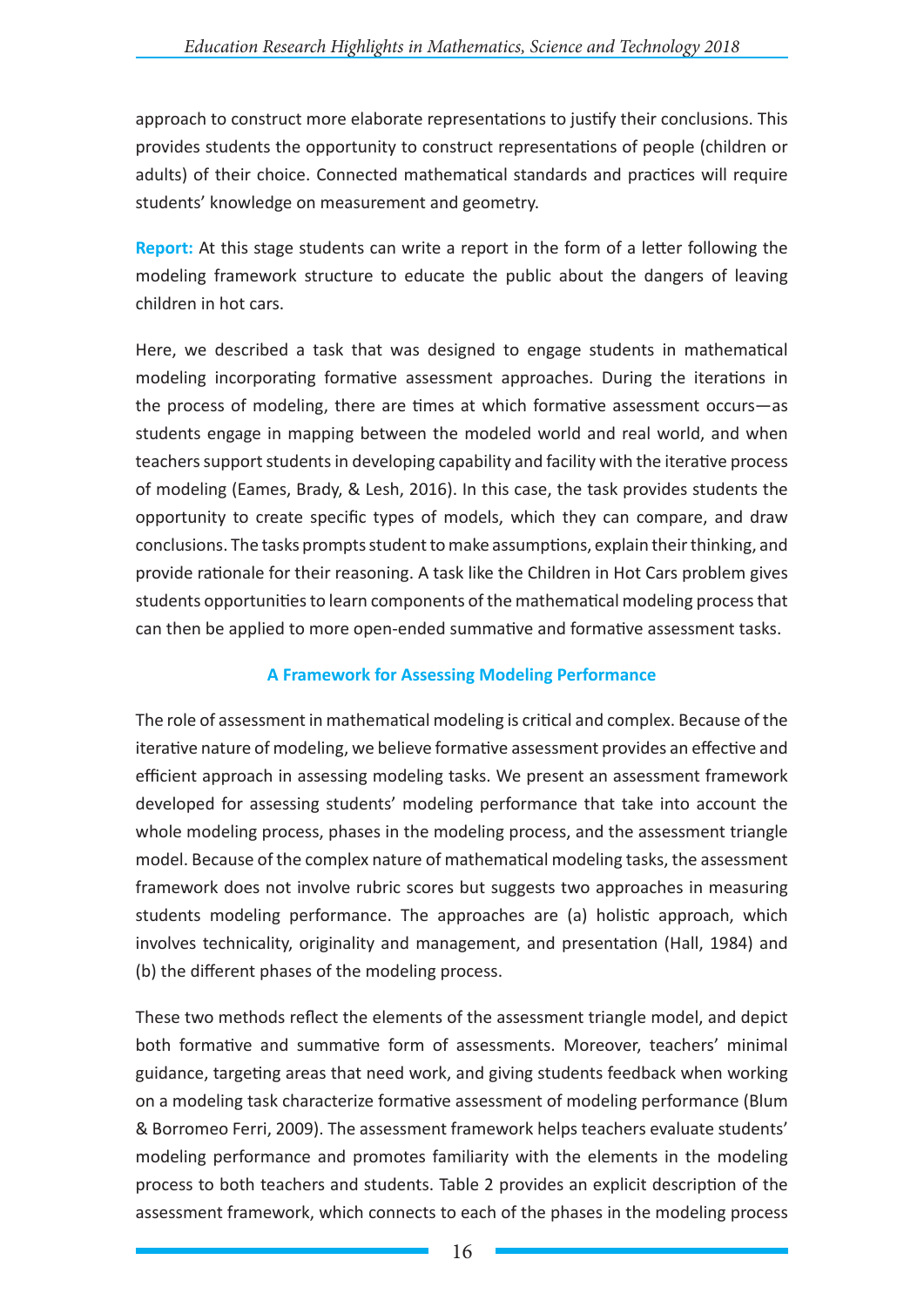approach to construct more elaborate representations to justify their conclusions. This provides students the opportunity to construct representations of people (children or adults) of their choice. Connected mathematical standards and practices will require students' knowledge on measurement and geometry.

**Report:** At this stage students can write a report in the form of a letter following the modeling framework structure to educate the public about the dangers of leaving children in hot cars.

Here, we described a task that was designed to engage students in mathematical modeling incorporating formative assessment approaches. During the iterations in the process of modeling, there are times at which formative assessment occurs—as students engage in mapping between the modeled world and real world, and when teachers support students in developing capability and facility with the iterative process of modeling (Eames, Brady, & Lesh, 2016). In this case, the task provides students the opportunity to create specific types of models, which they can compare, and draw conclusions. The tasks prompts student to make assumptions, explain their thinking, and provide rationale for their reasoning. A task like the Children in Hot Cars problem gives students opportunities to learn components of the mathematical modeling process that can then be applied to more open-ended summative and formative assessment tasks.

## A Framework for Assessing Modeling Performance

The role of assessment in mathematical modeling is critical and complex. Because of the iterative nature of modeling, we believe formative assessment provides an effective and efficient approach in assessing modeling tasks. We present an assessment framework developed for assessing students' modeling performance that take into account the whole modeling process, phases in the modeling process, and the assessment triangle model. Because of the complex nature of mathematical modeling tasks, the assessment framework does not involve rubric scores but suggests two approaches in measuring students modeling performance. The approaches are (a) holistic approach, which involves technicality, originality and management, and presentation (Hall, 1984) and (b) the different phases of the modeling process.

These two methods reflect the elements of the assessment triangle model, and depict both formative and summative form of assessments. Moreover, teachers' minimal guidance, targeting areas that need work, and giving students feedback when working on a modeling task characterize formative assessment of modeling performance (Blum & Borromeo Ferri, 2009). The assessment framework helps teachers evaluate students' modeling performance and promotes familiarity with the elements in the modeling process to both teachers and students. Table 2 provides an explicit description of the assessment framework, which connects to each of the phases in the modeling process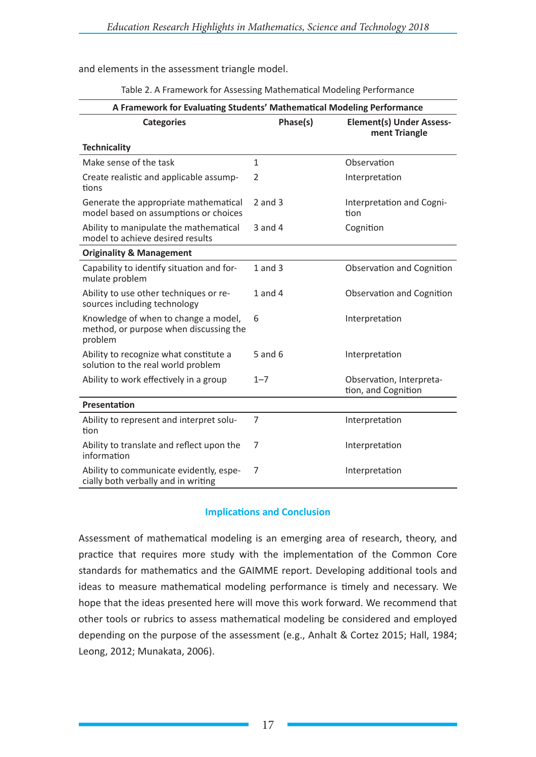and elements in the assessment triangle model.

Table 2. A Framework for Assessing Mathematical Modeling Performance

| A Framework for Evaluating Students' Mathematical Modeling Performance | | |
|---|---|---|
| **Categories** | **Phase(s)** | **Element(s) Under Assessment Triangle** |
| **Technicality** | | |
| Make sense of the task | 1 | Observation |
| Create realistic and applicable assumptions | 2 | Interpretation |
| Generate the appropriate mathematical model based on assumptions or choices | 2 and 3 | Interpretation and Cognition |
| Ability to manipulate the mathematical model to achieve desired results | 3 and 4 | Cognition |
| **Originality & Management** | | |
| Capability to identify situation and formulate problem | 1 and 3 | Observation and Cognition |
| Ability to use other techniques or resources including technology | 1 and 4 | Observation and Cognition |
| Knowledge of when to change a model, method, or purpose when discussing the problem | 6 | Interpretation |
| Ability to recognize what constitute a solution to the real world problem | 5 and 6 | Interpretation |
| Ability to work effectively in a group | 1–7 | Observation, Interpretation, and Cognition |
| **Presentation** | | |
| Ability to represent and interpret solution | 7 | Interpretation |
| Ability to translate and reflect upon the information | 7 | Interpretation |
| Ability to communicate evidently, especially both verbally and in writing | 7 | Interpretation |

## Implications and Conclusion

Assessment of mathematical modeling is an emerging area of research, theory, and practice that requires more study with the implementation of the Common Core standards for mathematics and the GAIMME report. Developing additional tools and ideas to measure mathematical modeling performance is timely and necessary. We hope that the ideas presented here will move this work forward. We recommend that other tools or rubrics to assess mathematical modeling be considered and employed depending on the purpose of the assessment (e.g., Anhalt & Cortez 2015; Hall, 1984; Leong, 2012; Munakata, 2006).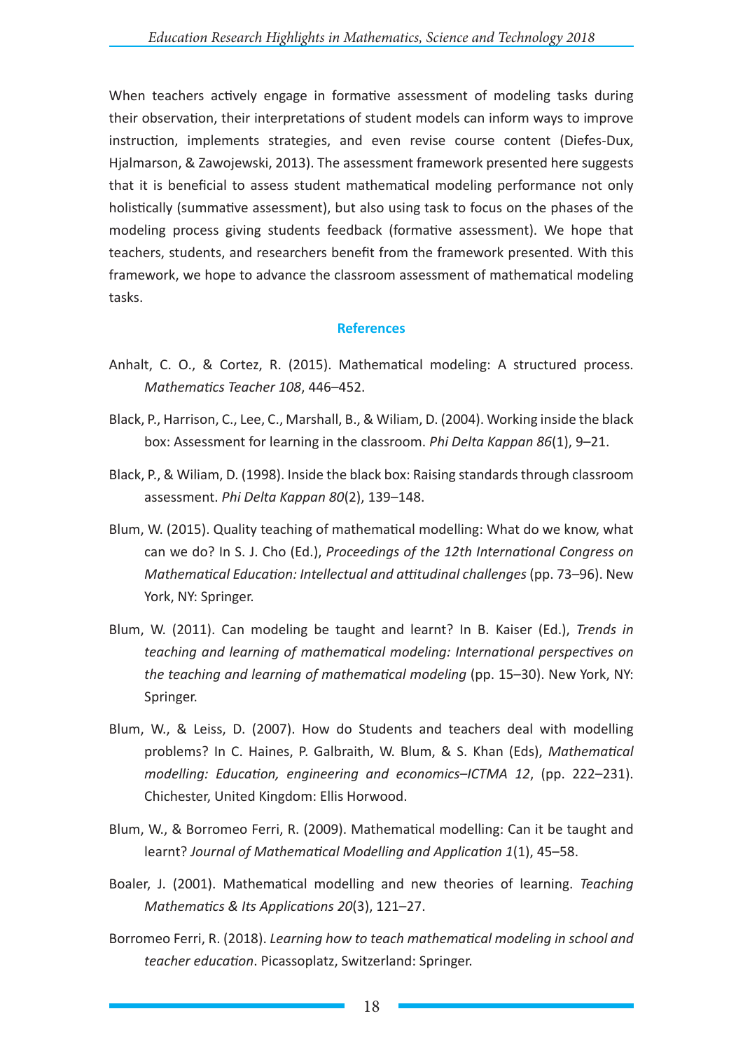When teachers actively engage in formative assessment of modeling tasks during their observation, their interpretations of student models can inform ways to improve instruction, implements strategies, and even revise course content (Diefes-Dux, Hjalmarson, & Zawojewski, 2013). The assessment framework presented here suggests that it is beneficial to assess student mathematical modeling performance not only holistically (summative assessment), but also using task to focus on the phases of the modeling process giving students feedback (formative assessment). We hope that teachers, students, and researchers benefit from the framework presented. With this framework, we hope to advance the classroom assessment of mathematical modeling tasks.

## References

Anhalt, C. O., & Cortez, R. (2015). Mathematical modeling: A structured process. *Mathematics Teacher 108*, 446–452.

Black, P., Harrison, C., Lee, C., Marshall, B., & Wiliam, D. (2004). Working inside the black box: Assessment for learning in the classroom. *Phi Delta Kappan 86*(1), 9–21.

Black, P., & Wiliam, D. (1998). Inside the black box: Raising standards through classroom assessment. *Phi Delta Kappan 80*(2), 139–148.

Blum, W. (2015). Quality teaching of mathematical modelling: What do we know, what can we do? In S. J. Cho (Ed.), *Proceedings of the 12th International Congress on Mathematical Education: Intellectual and attitudinal challenges* (pp. 73–96). New York, NY: Springer.

Blum, W. (2011). Can modeling be taught and learnt? In B. Kaiser (Ed.), *Trends in teaching and learning of mathematical modeling: International perspectives on the teaching and learning of mathematical modeling* (pp. 15–30). New York, NY: Springer.

Blum, W., & Leiss, D. (2007). How do Students and teachers deal with modelling problems? In C. Haines, P. Galbraith, W. Blum, & S. Khan (Eds), *Mathematical modelling: Education, engineering and economics–ICTMA 12*, (pp. 222–231). Chichester, United Kingdom: Ellis Horwood.

Blum, W., & Borromeo Ferri, R. (2009). Mathematical modelling: Can it be taught and learnt? *Journal of Mathematical Modelling and Application 1*(1), 45–58.

Boaler, J. (2001). Mathematical modelling and new theories of learning. *Teaching Mathematics & Its Applications 20*(3), 121–27.

Borromeo Ferri, R. (2018). *Learning how to teach mathematical modeling in school and teacher education*. Picassoplatz, Switzerland: Springer.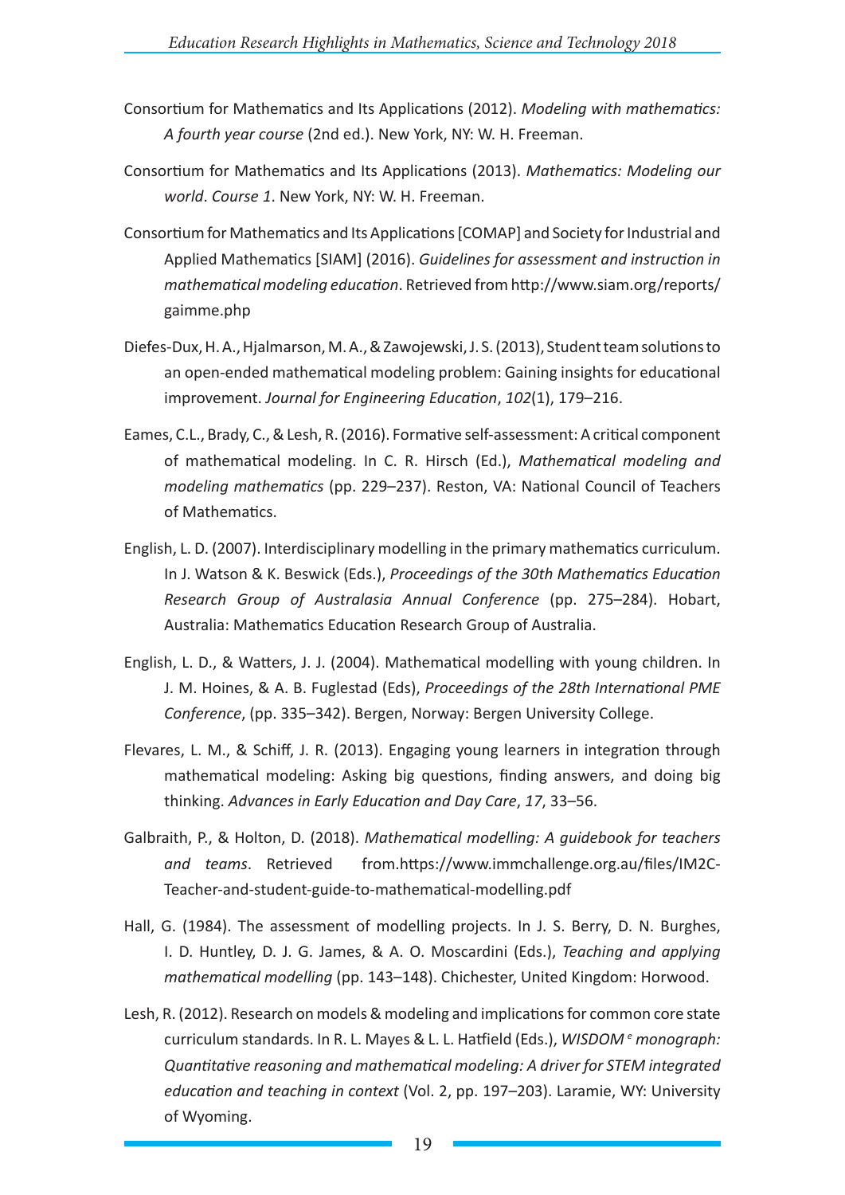Consortium for Mathematics and Its Applications (2012). *Modeling with mathematics: A fourth year course* (2nd ed.). New York, NY: W. H. Freeman.

Consortium for Mathematics and Its Applications (2013). *Mathematics: Modeling our world*. *Course 1*. New York, NY: W. H. Freeman.

Consortium for Mathematics and Its Applications [COMAP] and Society for Industrial and Applied Mathematics [SIAM] (2016). *Guidelines for assessment and instruction in mathematical modeling education*. Retrieved from http://www.siam.org/reports/gaimme.php

Diefes-Dux, H. A., Hjalmarson, M. A., & Zawojewski, J. S. (2013), Student team solutions to an open-ended mathematical modeling problem: Gaining insights for educational improvement. *Journal for Engineering Education*, *102*(1), 179–216.

Eames, C.L., Brady, C., & Lesh, R. (2016). Formative self-assessment: A critical component of mathematical modeling. In C. R. Hirsch (Ed.), *Mathematical modeling and modeling mathematics* (pp. 229–237). Reston, VA: National Council of Teachers of Mathematics.

English, L. D. (2007). Interdisciplinary modelling in the primary mathematics curriculum. In J. Watson & K. Beswick (Eds.), *Proceedings of the 30th Mathematics Education Research Group of Australasia Annual Conference* (pp. 275–284). Hobart, Australia: Mathematics Education Research Group of Australia.

English, L. D., & Watters, J. J. (2004). Mathematical modelling with young children. In J. M. Hoines, & A. B. Fuglestad (Eds), *Proceedings of the 28th International PME Conference*, (pp. 335–342). Bergen, Norway: Bergen University College.

Flevares, L. M., & Schiff, J. R. (2013). Engaging young learners in integration through mathematical modeling: Asking big questions, finding answers, and doing big thinking. *Advances in Early Education and Day Care*, *17*, 33–56.

Galbraith, P., & Holton, D. (2018). *Mathematical modelling: A guidebook for teachers and teams*. Retrieved from.https://www.immchallenge.org.au/files/IM2C-Teacher-and-student-guide-to-mathematical-modelling.pdf

Hall, G. (1984). The assessment of modelling projects. In J. S. Berry, D. N. Burghes, I. D. Huntley, D. J. G. James, & A. O. Moscardini (Eds.), *Teaching and applying mathematical modelling* (pp. 143–148). Chichester, United Kingdom: Horwood.

Lesh, R. (2012). Research on models & modeling and implications for common core state curriculum standards. In R. L. Mayes & L. L. Hatfield (Eds.), *WISDOM [e] monograph: Quantitative reasoning and mathematical modeling: A driver for STEM integrated education and teaching in context* (Vol. 2, pp. 197–203). Laramie, WY: University of Wyoming.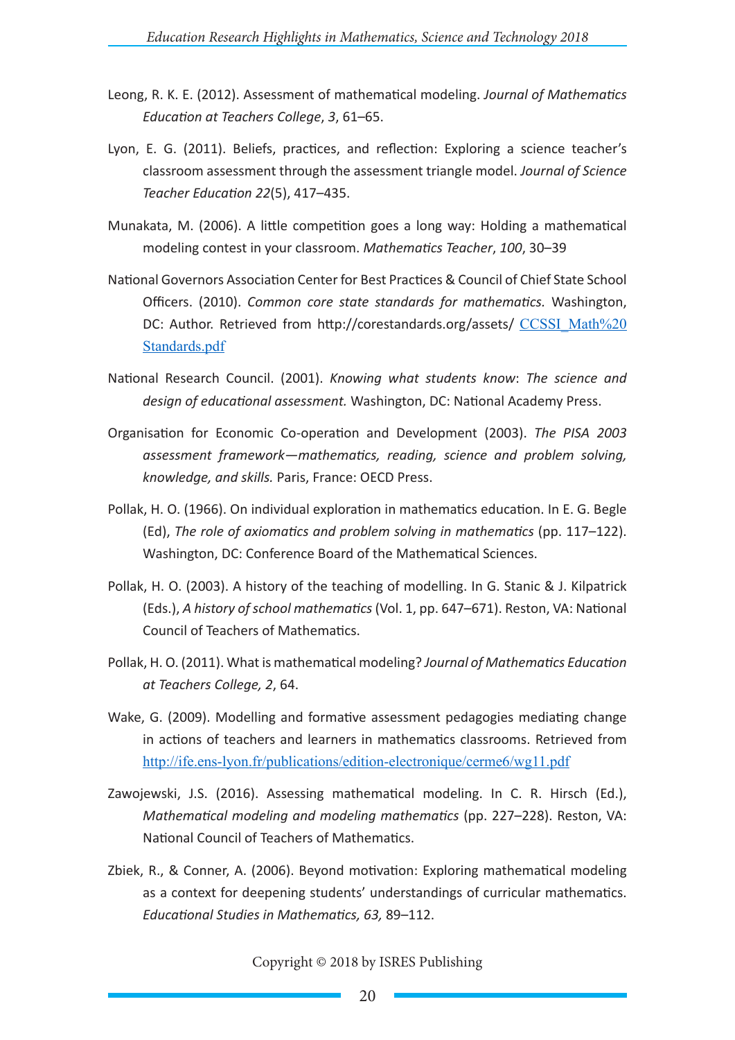Leong, R. K. E. (2012). Assessment of mathematical modeling. *Journal of Mathematics Education at Teachers College*, *3*, 61–65.

Lyon, E. G. (2011). Beliefs, practices, and reflection: Exploring a science teacher's classroom assessment through the assessment triangle model. *Journal of Science Teacher Education 22*(5), 417–435.

Munakata, M. (2006). A little competition goes a long way: Holding a mathematical modeling contest in your classroom. *Mathematics Teacher*, *100*, 30–39

National Governors Association Center for Best Practices & Council of Chief State School Officers. (2010). *Common core state standards for mathematics.* Washington, DC: Author. Retrieved from http://corestandards.org/assets/ CCSSI_Math%20 Standards.pdf

National Research Council. (2001). *Knowing what students know*: *The science and design of educational assessment.* Washington, DC: National Academy Press.

Organisation for Economic Co-operation and Development (2003). *The PISA 2003 assessment framework—mathematics, reading, science and problem solving, knowledge, and skills.* Paris, France: OECD Press.

Pollak, H. O. (1966). On individual exploration in mathematics education. In E. G. Begle (Ed), *The role of axiomatics and problem solving in mathematics* (pp. 117–122). Washington, DC: Conference Board of the Mathematical Sciences.

Pollak, H. O. (2003). A history of the teaching of modelling. In G. Stanic & J. Kilpatrick (Eds.), *A history of school mathematics* (Vol. 1, pp. 647–671). Reston, VA: National Council of Teachers of Mathematics.

Pollak, H. O. (2011). What is mathematical modeling? *Journal of Mathematics Education at Teachers College, 2*, 64.

Wake, G. (2009). Modelling and formative assessment pedagogies mediating change in actions of teachers and learners in mathematics classrooms. Retrieved from http://ife.ens-lyon.fr/publications/edition-electronique/cerme6/wg11.pdf

Zawojewski, J.S. (2016). Assessing mathematical modeling. In C. R. Hirsch (Ed.), *Mathematical modeling and modeling mathematics* (pp. 227–228). Reston, VA: National Council of Teachers of Mathematics.

Zbiek, R., & Conner, A. (2006). Beyond motivation: Exploring mathematical modeling as a context for deepening students' understandings of curricular mathematics. *Educational Studies in Mathematics, 63,* 89–112.

Copyright © 2018 by ISRES Publishing